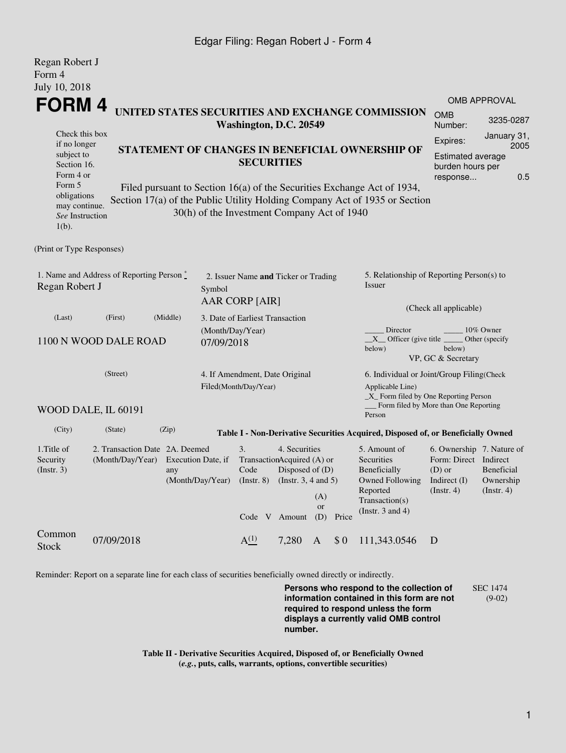Edgar Filing: Regan Robert J - Form 4

Regan Robert J
Form 4
July 10, 2018

# FORM 4

**UNITED STATES SECURITIES AND EXCHANGE COMMISSION**
**Washington, D.C. 20549**

**STATEMENT OF CHANGES IN BENEFICIAL OWNERSHIP OF SECURITIES**

Filed pursuant to Section 16(a) of the Securities Exchange Act of 1934, Section 17(a) of the Public Utility Holding Company Act of 1935 or Section 30(h) of the Investment Company Act of 1940

Check this box if no longer subject to Section 16. Form 4 or Form 5 obligations may continue. *See* Instruction 1(b).

| OMB APPROVAL | |
|---|---|
| OMB Number: | 3235-0287 |
| Expires: | January 31, 2005 |
| Estimated average burden hours per response... | 0.5 |

(Print or Type Responses)

1. Name and Address of Reporting Person *
Regan Robert J

(Last) (First) (Middle)

1100 N WOOD DALE ROAD

(Street)

WOOD DALE, IL 60191

(City) (State) (Zip)

2. Issuer Name **and** Ticker or Trading Symbol
AAR CORP [AIR]

3. Date of Earliest Transaction (Month/Day/Year)
07/09/2018

4. If Amendment, Date Original Filed(Month/Day/Year)

5. Relationship of Reporting Person(s) to Issuer

(Check all applicable)

_____ Director _____ 10% Owner
\_\_X\_\_ Officer (give title below) _____ Other (specify below)
VP, GC & Secretary

6. Individual or Joint/Group Filing(Check Applicable Line)
\_X\_ Form filed by One Reporting Person
___ Form filed by More than One Reporting Person

**Table I - Non-Derivative Securities Acquired, Disposed of, or Beneficially Owned**

| 1.Title of Security (Instr. 3) | 2. Transaction Date (Month/Day/Year) | 2A. Deemed Execution Date, if any (Month/Day/Year) | 3. Transaction Code (Instr. 8) | | 4. Securities Acquired (A) or Disposed of (D) (Instr. 3, 4 and 5) | | | 5. Amount of Securities Beneficially Owned Following Reported Transaction(s) (Instr. 3 and 4) | 6. Ownership Form: Direct (D) or Indirect (I) (Instr. 4) | 7. Nature of Indirect Beneficial Ownership (Instr. 4) |
|---|---|---|---|---|---|---|---|---|---|---|
| | | | Code | V | Amount | (A) or (D) | Price | | | |
| Common Stock | 07/09/2018 | | A[(1)] | | 7,280 | A | $ 0 | 111,343.0546 | D | |

Reminder: Report on a separate line for each class of securities beneficially owned directly or indirectly.

**Persons who respond to the collection of information contained in this form are not required to respond unless the form displays a currently valid OMB control number.**

SEC 1474 (9-02)

**Table II - Derivative Securities Acquired, Disposed of, or Beneficially Owned**
**(*e.g.*, puts, calls, warrants, options, convertible securities)**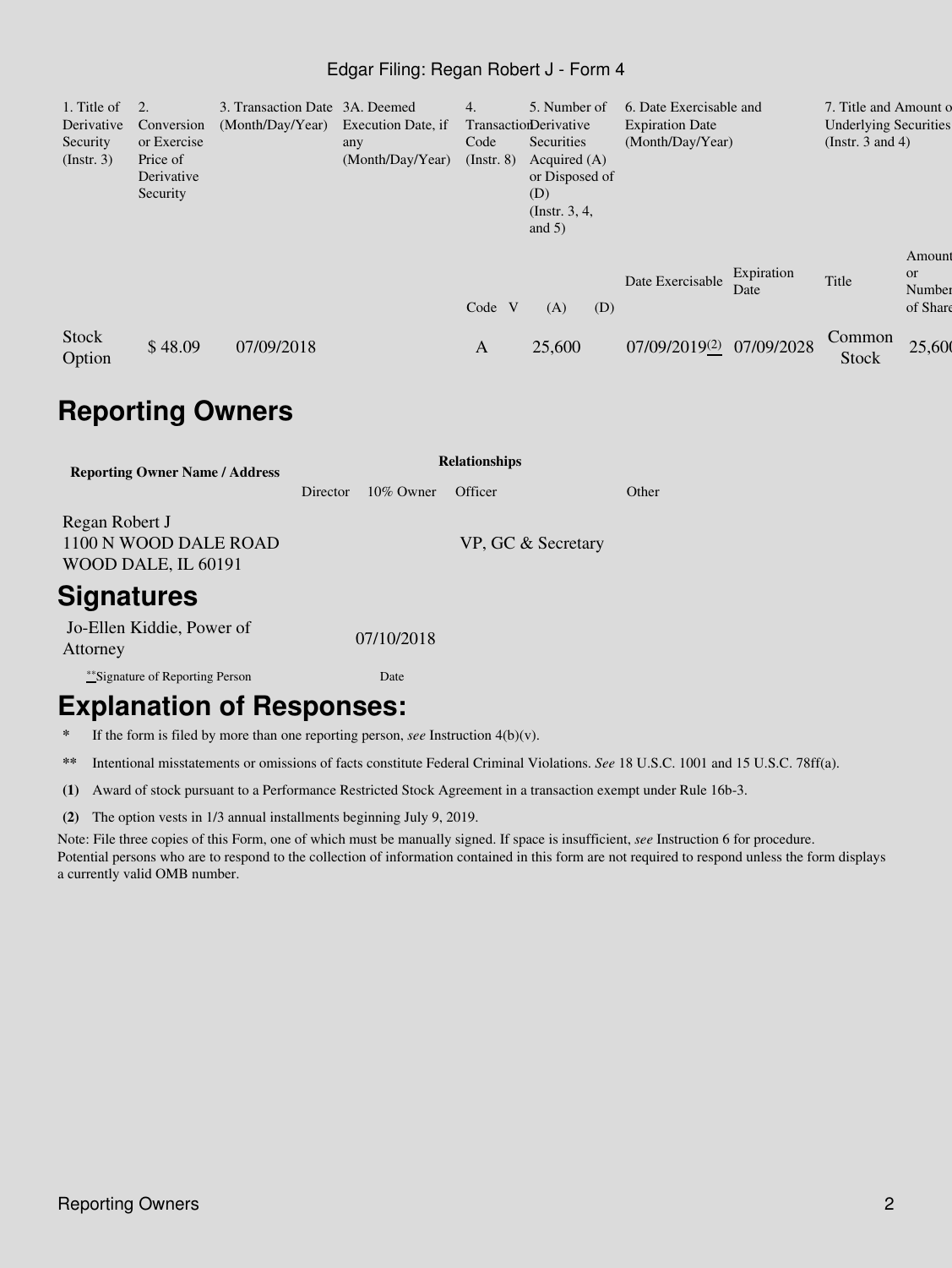| 1. Title of Derivative Security (Instr. 3) | 2. Conversion or Exercise Price of Derivative Security | 3. Transaction Date (Month/Day/Year) | 3A. Deemed Execution Date, if any (Month/Day/Year) | 4. Transaction Code (Instr. 8) | | 5. Number of Derivative Securities Acquired (A) or Disposed of (D) (Instr. 3, 4, and 5) | | 6. Date Exercisable and Expiration Date (Month/Day/Year) | | 7. Title and Amount of Underlying Securities (Instr. 3 and 4) | |
|---|---|---|---|---|---|---|---|---|---|---|---|
| | | | | Code | V | (A) | (D) | Date Exercisable | Expiration Date | Title | Amount or Number of Shares |
| Stock Option | $ 48.09 | 07/09/2018 | | A | | 25,600 | | 07/09/2019(2) | 07/09/2028 | Common Stock | 25,600 |

## Reporting Owners

| Reporting Owner Name / Address | Relationships | | | |
|---|---|---|---|---|
| | Director | 10% Owner | Officer | Other |
| Regan Robert J<br>1100 N WOOD DALE ROAD<br>WOOD DALE, IL 60191 | | | VP, GC & Secretary | |

## Signatures

| | |
|---|---|
| Jo-Ellen Kiddie, Power of Attorney | 07/10/2018 |
| **Signature of Reporting Person | Date |

## Explanation of Responses:

\* If the form is filed by more than one reporting person, *see* Instruction 4(b)(v).

** Intentional misstatements or omissions of facts constitute Federal Criminal Violations. *See* 18 U.S.C. 1001 and 15 U.S.C. 78ff(a).

(1) Award of stock pursuant to a Performance Restricted Stock Agreement in a transaction exempt under Rule 16b-3.

(2) The option vests in 1/3 annual installments beginning July 9, 2019.

Note: File three copies of this Form, one of which must be manually signed. If space is insufficient, *see* Instruction 6 for procedure.
Potential persons who are to respond to the collection of information contained in this form are not required to respond unless the form displays a currently valid OMB number.